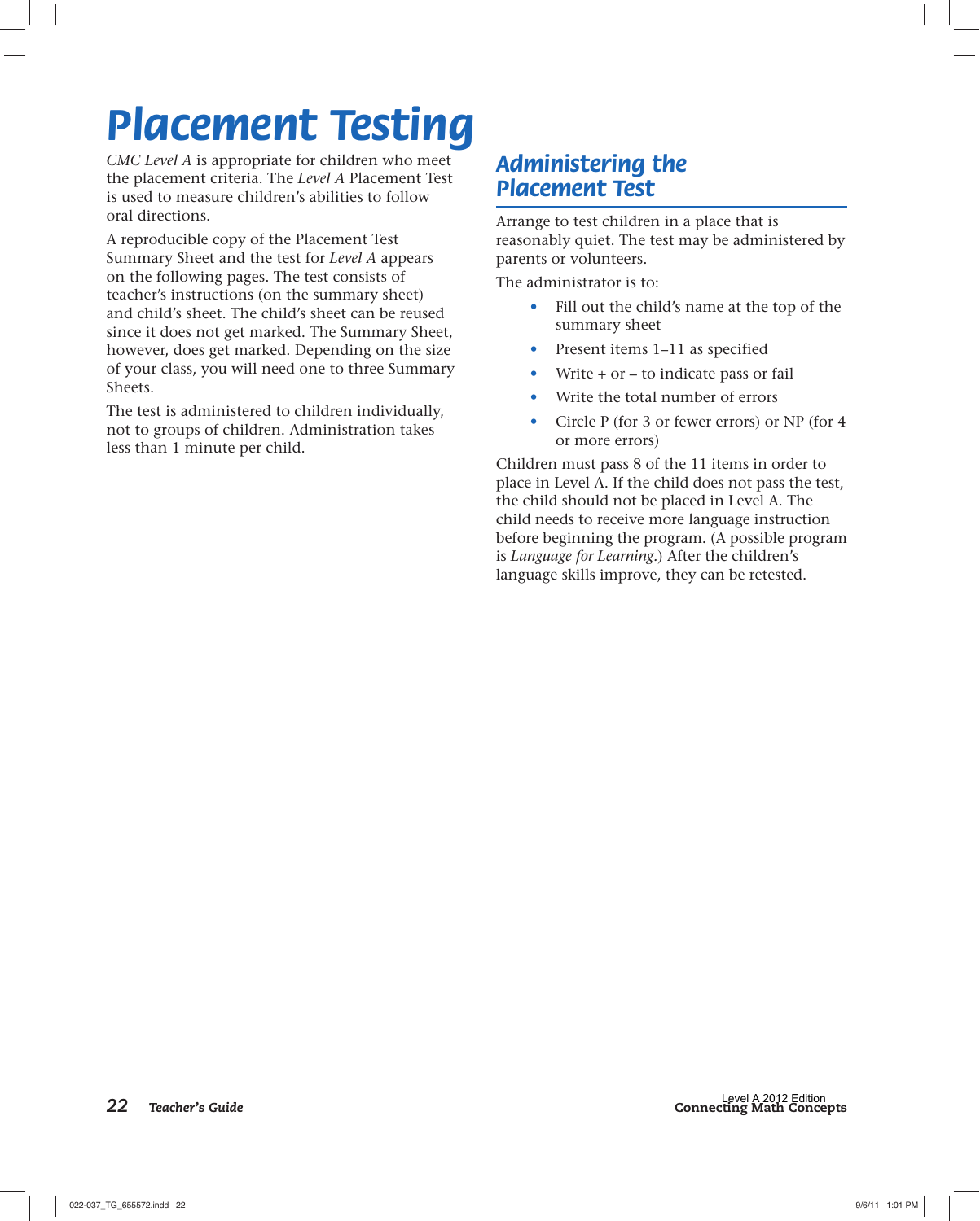# Placement Testing

*CMC Level A* is appropriate for children who meet the placement criteria. The *Level A* Placement Test is used to measure children's abilities to follow oral directions.

A reproducible copy of the Placement Test Summary Sheet and the test for *Level A* appears on the following pages. The test consists of teacher's instructions (on the summary sheet) and child's sheet. The child's sheet can be reused since it does not get marked. The Summary Sheet, however, does get marked. Depending on the size of your class, you will need one to three Summary Sheets.

The test is administered to children individually, not to groups of children. Administration takes less than 1 minute per child.

## Administering the Placement Test

Arrange to test children in a place that is reasonably quiet. The test may be administered by parents or volunteers.

The administrator is to:

- Fill out the child's name at the top of the summary sheet
- Present items 1–11 as specified
- Write + or – to indicate pass or fail
- Write the total number of errors
- Circle P (for 3 or fewer errors) or NP (for 4 or more errors)

Children must pass 8 of the 11 items in order to place in Level A. If the child does not pass the test, the child should not be placed in Level A. The child needs to receive more language instruction before beginning the program. (A possible program is *Language for Learning*.) After the children's language skills improve, they can be retested.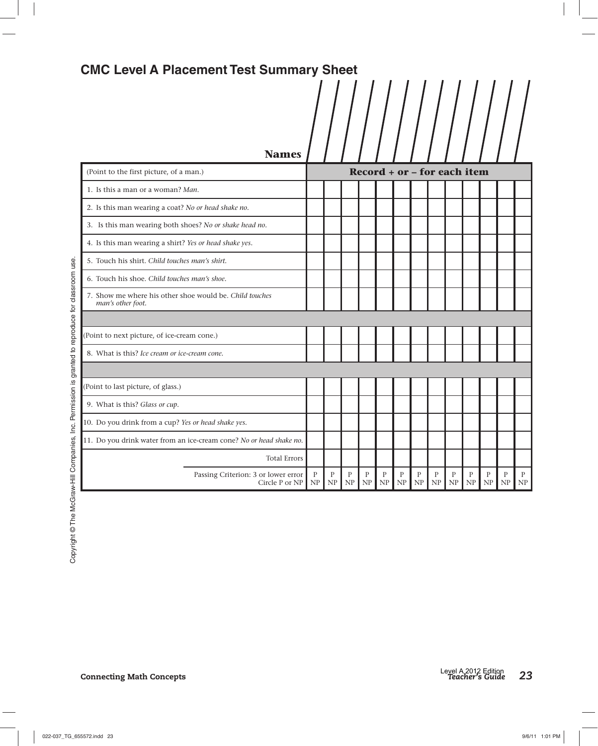## CMC Level A Placement Test Summary Sheet

| Names | | | | | | | | | | | | | |
|---|---|---|---|---|---|---|---|---|---|---|---|---|---|
| (Point to the first picture, of a man.) | **Record + or – for each item** | | | | | | | | | | | | |
| 1. Is this a man or a woman? *Man.* | | | | | | | | | | | | | |
| 2. Is this man wearing a coat? *No or head shake no.* | | | | | | | | | | | | | |
| 3. Is this man wearing both shoes? *No or shake head no.* | | | | | | | | | | | | | |
| 4. Is this man wearing a shirt? *Yes or head shake yes.* | | | | | | | | | | | | | |
| 5. Touch his shirt. *Child touches man's shirt.* | | | | | | | | | | | | | |
| 6. Touch his shoe. *Child touches man's shoe.* | | | | | | | | | | | | | |
| 7. Show me where his other shoe would be. *Child touches man's other foot.* | | | | | | | | | | | | | |
| | | | | | | | | | | | | | |
| (Point to next picture, of ice-cream cone.) | | | | | | | | | | | | | |
| 8. What is this? *Ice cream or ice-cream cone.* | | | | | | | | | | | | | |
| | | | | | | | | | | | | | |
| (Point to last picture, of glass.) | | | | | | | | | | | | | |
| 9. What is this? *Glass or cup.* | | | | | | | | | | | | | |
| 10. Do you drink from a cup? *Yes or head shake yes.* | | | | | | | | | | | | | |
| 11. Do you drink water from an ice-cream cone? *No or head shake no.* | | | | | | | | | | | | | |
| Total Errors | | | | | | | | | | | | | |
| Passing Criterion: 3 or lower error Circle P or NP | P NP | P NP | P NP | P NP | P NP | P NP | P NP | P NP | P NP | P NP | P NP | P NP | P NP |

Copyright © The McGraw-Hill Companies, Inc. Permission is granted to reproduce for classroom use.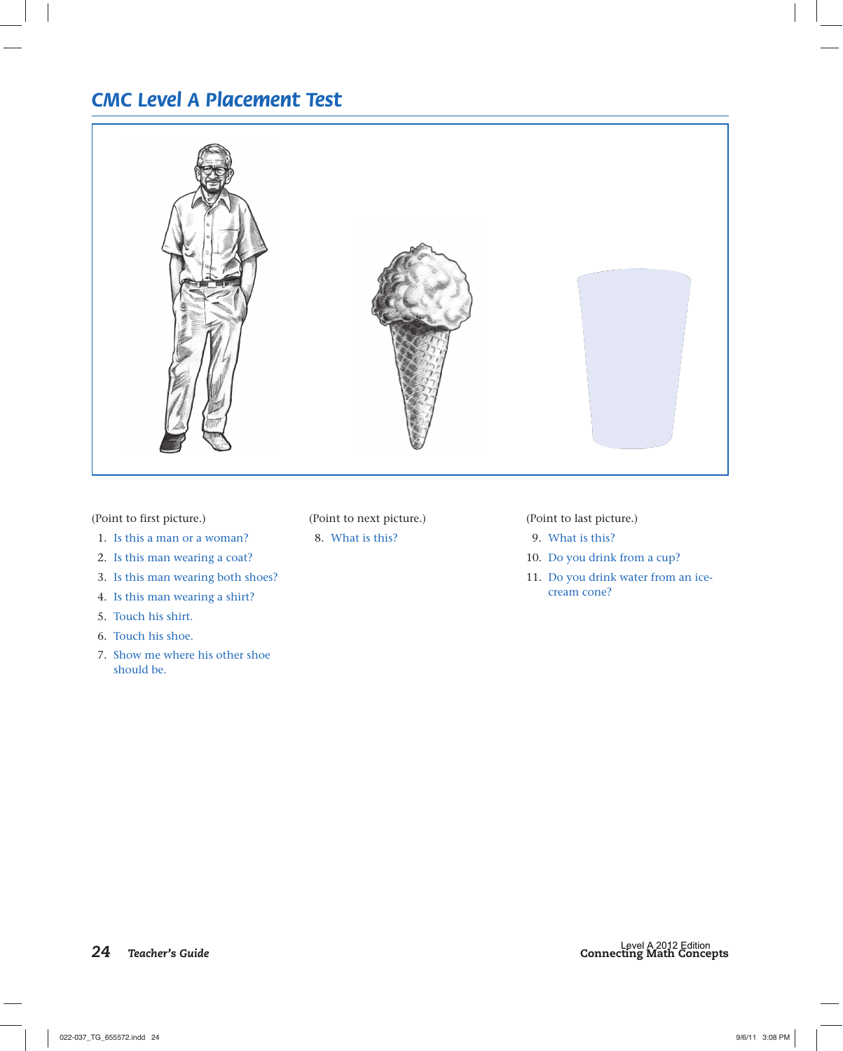## CMC Level A Placement Test

(Point to first picture.)

1. Is this a man or a woman?
2. Is this man wearing a coat?
3. Is this man wearing both shoes?
4. Is this man wearing a shirt?
5. Touch his shirt.
6. Touch his shoe.
7. Show me where his other shoe should be.

(Point to next picture.)

8. What is this?

(Point to last picture.)

9. What is this?
10. Do you drink from a cup?
11. Do you drink water from an ice-cream cone?